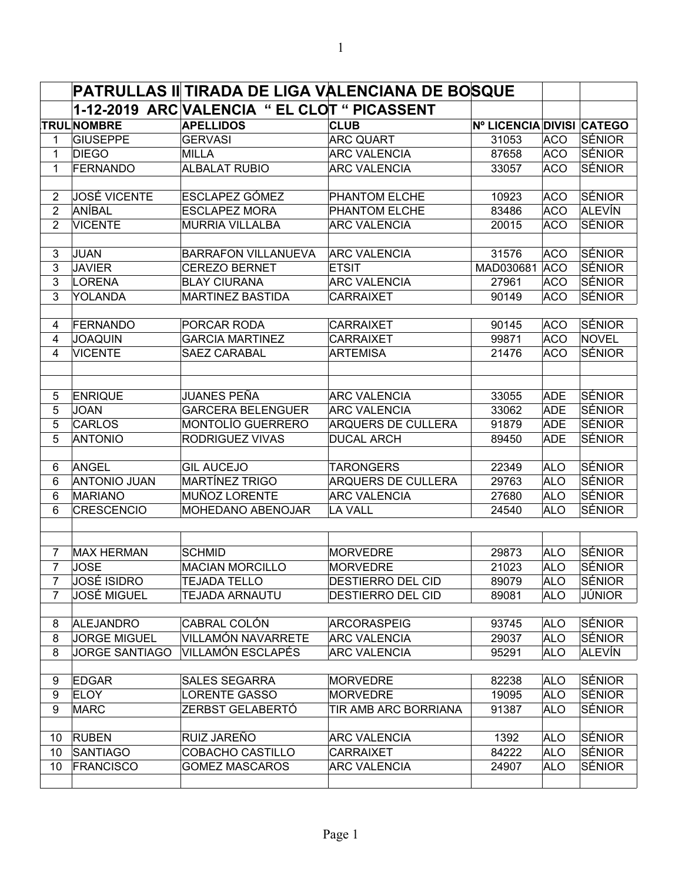## PATRULLAS II TIRADA DE LIGA VALENCIANA DE BOSQUE

## 1-12-2019 ARC VALENCIA " EL CLOT " PICASSENT

| TRUL | NOMBRE | APELLIDOS | CLUB | Nº LICENCIA | DIVISI | CATEGO |
|---|---|---|---|---|---|---|
| 1 | GIUSEPPE | GERVASI | ARC QUART | 31053 | ACO | SÉNIOR |
| 1 | DIEGO | MILLA | ARC VALENCIA | 87658 | ACO | SÉNIOR |
| 1 | FERNANDO | ALBALAT RUBIO | ARC VALENCIA | 33057 | ACO | SÉNIOR |
| | | | | | | |
| 2 | JOSÉ VICENTE | ESCLAPEZ GÓMEZ | PHANTOM ELCHE | 10923 | ACO | SÉNIOR |
| 2 | ANÍBAL | ESCLAPEZ MORA | PHANTOM ELCHE | 83486 | ACO | ALEVÍN |
| 2 | VICENTE | MURRIA VILLALBA | ARC VALENCIA | 20015 | ACO | SÉNIOR |
| | | | | | | |
| 3 | JUAN | BARRAFON VILLANUEVA | ARC VALENCIA | 31576 | ACO | SÉNIOR |
| 3 | JAVIER | CEREZO BERNET | ETSIT | MAD030681 | ACO | SÉNIOR |
| 3 | LORENA | BLAY CIURANA | ARC VALENCIA | 27961 | ACO | SÉNIOR |
| 3 | YOLANDA | MARTINEZ BASTIDA | CARRAIXET | 90149 | ACO | SÉNIOR |
| | | | | | | |
| 4 | FERNANDO | PORCAR RODA | CARRAIXET | 90145 | ACO | SÉNIOR |
| 4 | JOAQUIN | GARCIA MARTINEZ | CARRAIXET | 99871 | ACO | NOVEL |
| 4 | VICENTE | SAEZ CARABAL | ARTEMISA | 21476 | ACO | SÉNIOR |
| | | | | | | |
| | | | | | | |
| 5 | ENRIQUE | JUANES PEÑA | ARC VALENCIA | 33055 | ADE | SÉNIOR |
| 5 | JOAN | GARCERA BELENGUER | ARC VALENCIA | 33062 | ADE | SÉNIOR |
| 5 | CARLOS | MONTOLÍO GUERRERO | ARQUERS DE CULLERA | 91879 | ADE | SÉNIOR |
| 5 | ANTONIO | RODRIGUEZ VIVAS | DUCAL ARCH | 89450 | ADE | SÉNIOR |
| | | | | | | |
| 6 | ANGEL | GIL AUCEJO | TARONGERS | 22349 | ALO | SÉNIOR |
| 6 | ANTONIO JUAN | MARTÍNEZ TRIGO | ARQUERS DE CULLERA | 29763 | ALO | SÉNIOR |
| 6 | MARIANO | MUÑOZ LORENTE | ARC VALENCIA | 27680 | ALO | SÉNIOR |
| 6 | CRESCENCIO | MOHEDANO ABENOJAR | LA VALL | 24540 | ALO | SÉNIOR |
| | | | | | | |
| | | | | | | |
| 7 | MAX HERMAN | SCHMID | MORVEDRE | 29873 | ALO | SÉNIOR |
| 7 | JOSE | MACIAN MORCILLO | MORVEDRE | 21023 | ALO | SÉNIOR |
| 7 | JOSÉ ISIDRO | TEJADA TELLO | DESTIERRO DEL CID | 89079 | ALO | SÉNIOR |
| 7 | JOSÉ MIGUEL | TEJADA ARNAUTU | DESTIERRO DEL CID | 89081 | ALO | JÚNIOR |
| | | | | | | |
| 8 | ALEJANDRO | CABRAL COLÓN | ARCORASPEIG | 93745 | ALO | SÉNIOR |
| 8 | JORGE MIGUEL | VILLAMÓN NAVARRETE | ARC VALENCIA | 29037 | ALO | SÉNIOR |
| 8 | JORGE SANTIAGO | VILLAMÓN ESCLAPÉS | ARC VALENCIA | 95291 | ALO | ALEVÍN |
| | | | | | | |
| 9 | EDGAR | SALES SEGARRA | MORVEDRE | 82238 | ALO | SÉNIOR |
| 9 | ELOY | LORENTE GASSO | MORVEDRE | 19095 | ALO | SÉNIOR |
| 9 | MARC | ZERBST GELABERTÓ | TIR AMB ARC BORRIANA | 91387 | ALO | SÉNIOR |
| | | | | | | |
| 10 | RUBEN | RUIZ JAREÑO | ARC VALENCIA | 1392 | ALO | SÉNIOR |
| 10 | SANTIAGO | COBACHO CASTILLO | CARRAIXET | 84222 | ALO | SÉNIOR |
| 10 | FRANCISCO | GOMEZ MASCAROS | ARC VALENCIA | 24907 | ALO | SÉNIOR |
| | | | | | | |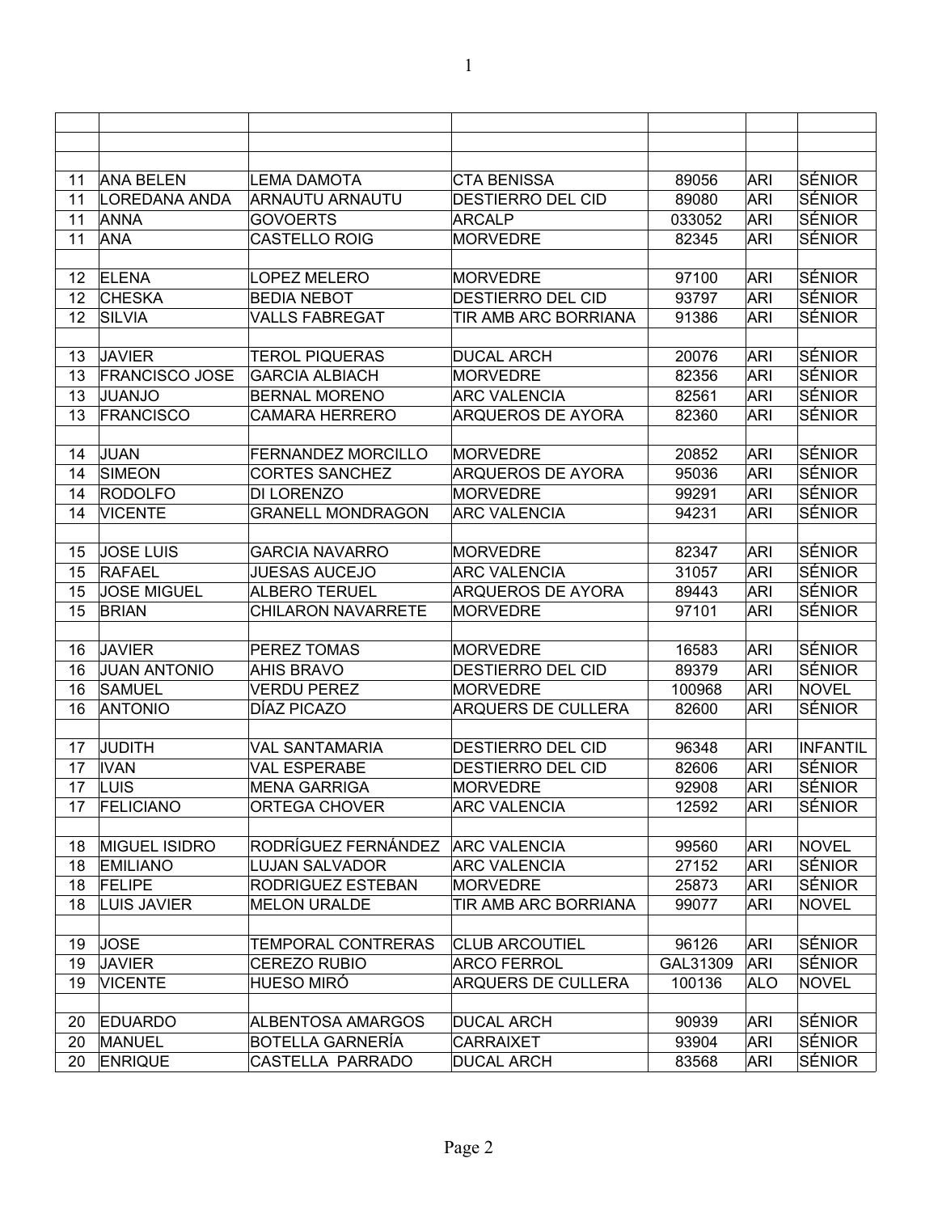| | | | | | | |
|---|---|---|---|---|---|---|
| | | | | | | |
| | | | | | | |
| 11 | ANA BELEN | LEMA DAMOTA | CTA BENISSA | 89056 | ARI | SÉNIOR |
| 11 | LOREDANA ANDA | ARNAUTU ARNAUTU | DESTIERRO DEL CID | 89080 | ARI | SÉNIOR |
| 11 | ANNA | GOVOERTS | ARCALP | 033052 | ARI | SÉNIOR |
| 11 | ANA | CASTELLO ROIG | MORVEDRE | 82345 | ARI | SÉNIOR |
| | | | | | | |
| 12 | ELENA | LOPEZ MELERO | MORVEDRE | 97100 | ARI | SÉNIOR |
| 12 | CHESKA | BEDIA NEBOT | DESTIERRO DEL CID | 93797 | ARI | SÉNIOR |
| 12 | SILVIA | VALLS FABREGAT | TIR AMB ARC BORRIANA | 91386 | ARI | SÉNIOR |
| | | | | | | |
| 13 | JAVIER | TEROL PIQUERAS | DUCAL ARCH | 20076 | ARI | SÉNIOR |
| 13 | FRANCISCO JOSE | GARCIA ALBIACH | MORVEDRE | 82356 | ARI | SÉNIOR |
| 13 | JUANJO | BERNAL MORENO | ARC VALENCIA | 82561 | ARI | SÉNIOR |
| 13 | FRANCISCO | CAMARA HERRERO | ARQUEROS DE AYORA | 82360 | ARI | SÉNIOR |
| | | | | | | |
| 14 | JUAN | FERNANDEZ MORCILLO | MORVEDRE | 20852 | ARI | SÉNIOR |
| 14 | SIMEON | CORTES SANCHEZ | ARQUEROS DE AYORA | 95036 | ARI | SÉNIOR |
| 14 | RODOLFO | DI LORENZO | MORVEDRE | 99291 | ARI | SÉNIOR |
| 14 | VICENTE | GRANELL MONDRAGON | ARC VALENCIA | 94231 | ARI | SÉNIOR |
| | | | | | | |
| 15 | JOSE LUIS | GARCIA NAVARRO | MORVEDRE | 82347 | ARI | SÉNIOR |
| 15 | RAFAEL | JUESAS AUCEJO | ARC VALENCIA | 31057 | ARI | SÉNIOR |
| 15 | JOSE MIGUEL | ALBERO TERUEL | ARQUEROS DE AYORA | 89443 | ARI | SÉNIOR |
| 15 | BRIAN | CHILARON NAVARRETE | MORVEDRE | 97101 | ARI | SÉNIOR |
| | | | | | | |
| 16 | JAVIER | PEREZ TOMAS | MORVEDRE | 16583 | ARI | SÉNIOR |
| 16 | JUAN ANTONIO | AHIS BRAVO | DESTIERRO DEL CID | 89379 | ARI | SÉNIOR |
| 16 | SAMUEL | VERDU PEREZ | MORVEDRE | 100968 | ARI | NOVEL |
| 16 | ANTONIO | DÍAZ PICAZO | ARQUERS DE CULLERA | 82600 | ARI | SÉNIOR |
| | | | | | | |
| 17 | JUDITH | VAL SANTAMARIA | DESTIERRO DEL CID | 96348 | ARI | INFANTIL |
| 17 | IVAN | VAL ESPERABE | DESTIERRO DEL CID | 82606 | ARI | SÉNIOR |
| 17 | LUIS | MENA GARRIGA | MORVEDRE | 92908 | ARI | SÉNIOR |
| 17 | FELICIANO | ORTEGA CHOVER | ARC VALENCIA | 12592 | ARI | SÉNIOR |
| | | | | | | |
| 18 | MIGUEL ISIDRO | RODRÍGUEZ FERNÁNDEZ | ARC VALENCIA | 99560 | ARI | NOVEL |
| 18 | EMILIANO | LUJAN SALVADOR | ARC VALENCIA | 27152 | ARI | SÉNIOR |
| 18 | FELIPE | RODRIGUEZ ESTEBAN | MORVEDRE | 25873 | ARI | SÉNIOR |
| 18 | LUIS JAVIER | MELON URALDE | TIR AMB ARC BORRIANA | 99077 | ARI | NOVEL |
| | | | | | | |
| 19 | JOSE | TEMPORAL CONTRERAS | CLUB ARCOUTIEL | 96126 | ARI | SÉNIOR |
| 19 | JAVIER | CEREZO RUBIO | ARCO FERROL | GAL31309 | ARI | SÉNIOR |
| 19 | VICENTE | HUESO MIRÓ | ARQUERS DE CULLERA | 100136 | ALO | NOVEL |
| | | | | | | |
| 20 | EDUARDO | ALBENTOSA AMARGOS | DUCAL ARCH | 90939 | ARI | SÉNIOR |
| 20 | MANUEL | BOTELLA GARNERÍA | CARRAIXET | 93904 | ARI | SÉNIOR |
| 20 | ENRIQUE | CASTELLA PARRADO | DUCAL ARCH | 83568 | ARI | SÉNIOR |